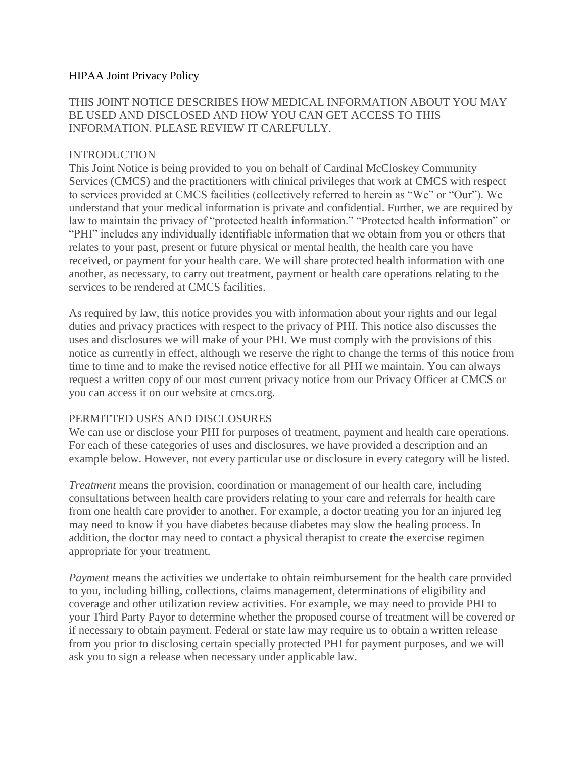# HIPAA Joint Privacy Policy

THIS JOINT NOTICE DESCRIBES HOW MEDICAL INFORMATION ABOUT YOU MAY BE USED AND DISCLOSED AND HOW YOU CAN GET ACCESS TO THIS INFORMATION. PLEASE REVIEW IT CAREFULLY.

## INTRODUCTION

This Joint Notice is being provided to you on behalf of Cardinal McCloskey Community Services (CMCS) and the practitioners with clinical privileges that work at CMCS with respect to services provided at CMCS facilities (collectively referred to herein as "We" or "Our"). We understand that your medical information is private and confidential. Further, we are required by law to maintain the privacy of "protected health information." "Protected health information" or "PHI" includes any individually identifiable information that we obtain from you or others that relates to your past, present or future physical or mental health, the health care you have received, or payment for your health care. We will share protected health information with one another, as necessary, to carry out treatment, payment or health care operations relating to the services to be rendered at CMCS facilities.

As required by law, this notice provides you with information about your rights and our legal duties and privacy practices with respect to the privacy of PHI. This notice also discusses the uses and disclosures we will make of your PHI. We must comply with the provisions of this notice as currently in effect, although we reserve the right to change the terms of this notice from time to time and to make the revised notice effective for all PHI we maintain. You can always request a written copy of our most current privacy notice from our Privacy Officer at CMCS or you can access it on our website at cmcs.org.

## PERMITTED USES AND DISCLOSURES

We can use or disclose your PHI for purposes of treatment, payment and health care operations. For each of these categories of uses and disclosures, we have provided a description and an example below. However, not every particular use or disclosure in every category will be listed.

*Treatment* means the provision, coordination or management of our health care, including consultations between health care providers relating to your care and referrals for health care from one health care provider to another. For example, a doctor treating you for an injured leg may need to know if you have diabetes because diabetes may slow the healing process. In addition, the doctor may need to contact a physical therapist to create the exercise regimen appropriate for your treatment.

*Payment* means the activities we undertake to obtain reimbursement for the health care provided to you, including billing, collections, claims management, determinations of eligibility and coverage and other utilization review activities. For example, we may need to provide PHI to your Third Party Payor to determine whether the proposed course of treatment will be covered or if necessary to obtain payment. Federal or state law may require us to obtain a written release from you prior to disclosing certain specially protected PHI for payment purposes, and we will ask you to sign a release when necessary under applicable law.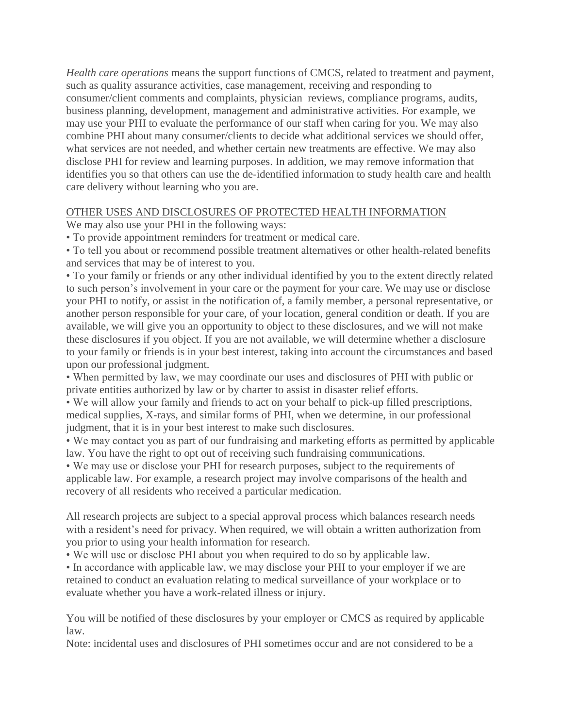*Health care operations* means the support functions of CMCS, related to treatment and payment, such as quality assurance activities, case management, receiving and responding to consumer/client comments and complaints, physician reviews, compliance programs, audits, business planning, development, management and administrative activities. For example, we may use your PHI to evaluate the performance of our staff when caring for you. We may also combine PHI about many consumer/clients to decide what additional services we should offer, what services are not needed, and whether certain new treatments are effective. We may also disclose PHI for review and learning purposes. In addition, we may remove information that identifies you so that others can use the de-identified information to study health care and health care delivery without learning who you are.

OTHER USES AND DISCLOSURES OF PROTECTED HEALTH INFORMATION

We may also use your PHI in the following ways:

- To provide appointment reminders for treatment or medical care.
- To tell you about or recommend possible treatment alternatives or other health-related benefits and services that may be of interest to you.
- To your family or friends or any other individual identified by you to the extent directly related to such person's involvement in your care or the payment for your care. We may use or disclose your PHI to notify, or assist in the notification of, a family member, a personal representative, or another person responsible for your care, of your location, general condition or death. If you are available, we will give you an opportunity to object to these disclosures, and we will not make these disclosures if you object. If you are not available, we will determine whether a disclosure to your family or friends is in your best interest, taking into account the circumstances and based upon our professional judgment.
- When permitted by law, we may coordinate our uses and disclosures of PHI with public or private entities authorized by law or by charter to assist in disaster relief efforts.
- We will allow your family and friends to act on your behalf to pick-up filled prescriptions, medical supplies, X-rays, and similar forms of PHI, when we determine, in our professional judgment, that it is in your best interest to make such disclosures.
- We may contact you as part of our fundraising and marketing efforts as permitted by applicable law. You have the right to opt out of receiving such fundraising communications.
- We may use or disclose your PHI for research purposes, subject to the requirements of applicable law. For example, a research project may involve comparisons of the health and recovery of all residents who received a particular medication.

All research projects are subject to a special approval process which balances research needs with a resident's need for privacy. When required, we will obtain a written authorization from you prior to using your health information for research.

- We will use or disclose PHI about you when required to do so by applicable law.
- In accordance with applicable law, we may disclose your PHI to your employer if we are retained to conduct an evaluation relating to medical surveillance of your workplace or to evaluate whether you have a work-related illness or injury.

You will be notified of these disclosures by your employer or CMCS as required by applicable law.

Note: incidental uses and disclosures of PHI sometimes occur and are not considered to be a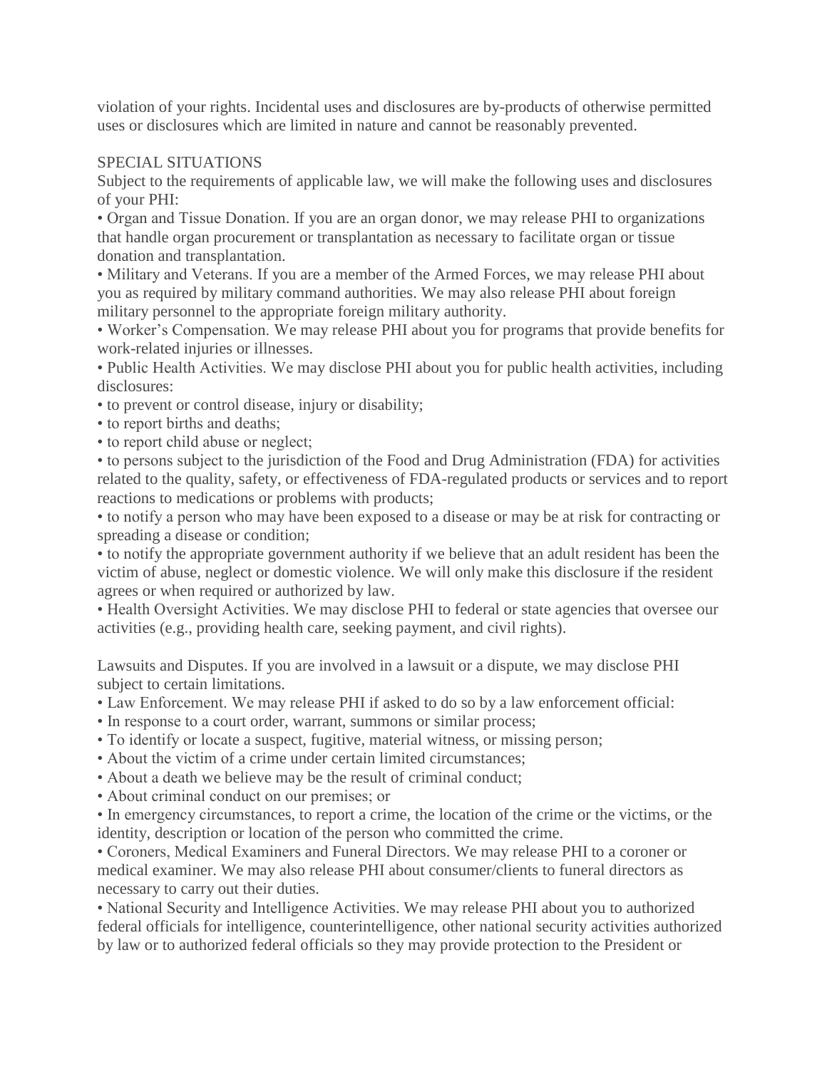violation of your rights. Incidental uses and disclosures are by-products of otherwise permitted uses or disclosures which are limited in nature and cannot be reasonably prevented.

SPECIAL SITUATIONS

Subject to the requirements of applicable law, we will make the following uses and disclosures of your PHI:

- Organ and Tissue Donation. If you are an organ donor, we may release PHI to organizations that handle organ procurement or transplantation as necessary to facilitate organ or tissue donation and transplantation.
- Military and Veterans. If you are a member of the Armed Forces, we may release PHI about you as required by military command authorities. We may also release PHI about foreign military personnel to the appropriate foreign military authority.
- Worker's Compensation. We may release PHI about you for programs that provide benefits for work-related injuries or illnesses.
- Public Health Activities. We may disclose PHI about you for public health activities, including disclosures:
- to prevent or control disease, injury or disability;
- to report births and deaths;
- to report child abuse or neglect;
- to persons subject to the jurisdiction of the Food and Drug Administration (FDA) for activities related to the quality, safety, or effectiveness of FDA-regulated products or services and to report reactions to medications or problems with products;
- to notify a person who may have been exposed to a disease or may be at risk for contracting or spreading a disease or condition;
- to notify the appropriate government authority if we believe that an adult resident has been the victim of abuse, neglect or domestic violence. We will only make this disclosure if the resident agrees or when required or authorized by law.
- Health Oversight Activities. We may disclose PHI to federal or state agencies that oversee our activities (e.g., providing health care, seeking payment, and civil rights).

Lawsuits and Disputes. If you are involved in a lawsuit or a dispute, we may disclose PHI subject to certain limitations.

- Law Enforcement. We may release PHI if asked to do so by a law enforcement official:
- In response to a court order, warrant, summons or similar process;
- To identify or locate a suspect, fugitive, material witness, or missing person;
- About the victim of a crime under certain limited circumstances;
- About a death we believe may be the result of criminal conduct;
- About criminal conduct on our premises; or
- In emergency circumstances, to report a crime, the location of the crime or the victims, or the identity, description or location of the person who committed the crime.
- Coroners, Medical Examiners and Funeral Directors. We may release PHI to a coroner or medical examiner. We may also release PHI about consumer/clients to funeral directors as necessary to carry out their duties.
- National Security and Intelligence Activities. We may release PHI about you to authorized federal officials for intelligence, counterintelligence, other national security activities authorized by law or to authorized federal officials so they may provide protection to the President or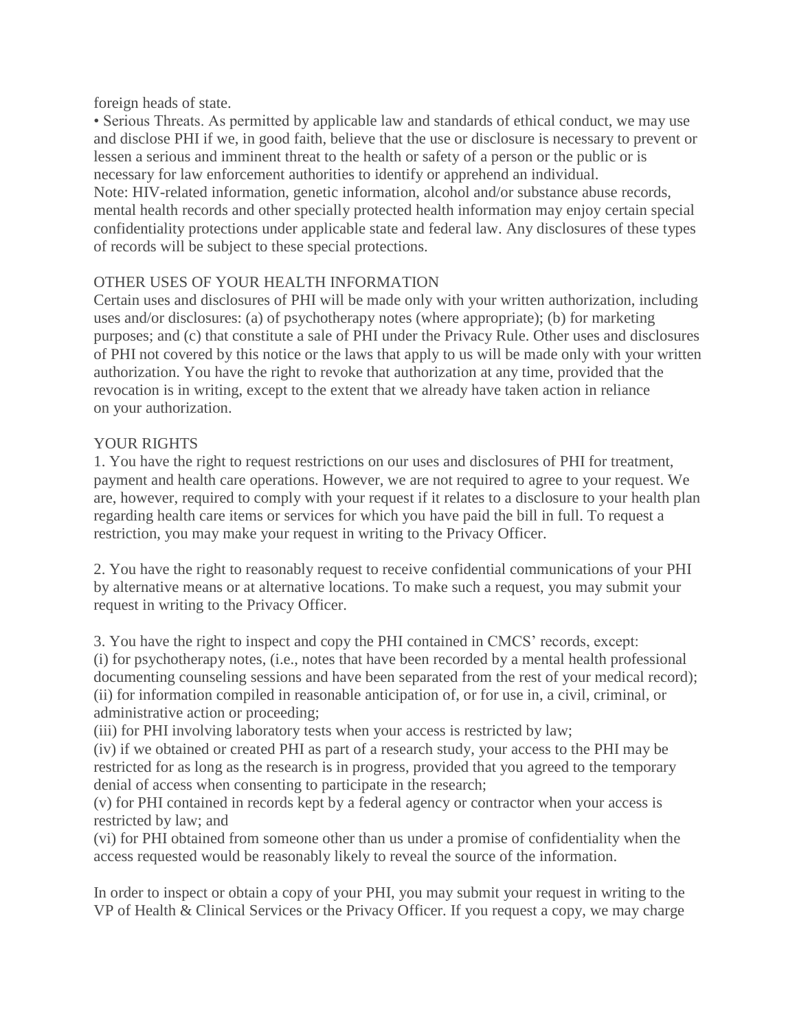foreign heads of state.

• Serious Threats. As permitted by applicable law and standards of ethical conduct, we may use and disclose PHI if we, in good faith, believe that the use or disclosure is necessary to prevent or lessen a serious and imminent threat to the health or safety of a person or the public or is necessary for law enforcement authorities to identify or apprehend an individual.

Note: HIV-related information, genetic information, alcohol and/or substance abuse records, mental health records and other specially protected health information may enjoy certain special confidentiality protections under applicable state and federal law. Any disclosures of these types of records will be subject to these special protections.

## OTHER USES OF YOUR HEALTH INFORMATION

Certain uses and disclosures of PHI will be made only with your written authorization, including uses and/or disclosures: (a) of psychotherapy notes (where appropriate); (b) for marketing purposes; and (c) that constitute a sale of PHI under the Privacy Rule. Other uses and disclosures of PHI not covered by this notice or the laws that apply to us will be made only with your written authorization. You have the right to revoke that authorization at any time, provided that the revocation is in writing, except to the extent that we already have taken action in reliance on your authorization.

## YOUR RIGHTS

1. You have the right to request restrictions on our uses and disclosures of PHI for treatment, payment and health care operations. However, we are not required to agree to your request. We are, however, required to comply with your request if it relates to a disclosure to your health plan regarding health care items or services for which you have paid the bill in full. To request a restriction, you may make your request in writing to the Privacy Officer.

2. You have the right to reasonably request to receive confidential communications of your PHI by alternative means or at alternative locations. To make such a request, you may submit your request in writing to the Privacy Officer.

3. You have the right to inspect and copy the PHI contained in CMCS' records, except:
(i) for psychotherapy notes, (i.e., notes that have been recorded by a mental health professional documenting counseling sessions and have been separated from the rest of your medical record);
(ii) for information compiled in reasonable anticipation of, or for use in, a civil, criminal, or administrative action or proceeding;
(iii) for PHI involving laboratory tests when your access is restricted by law;
(iv) if we obtained or created PHI as part of a research study, your access to the PHI may be restricted for as long as the research is in progress, provided that you agreed to the temporary denial of access when consenting to participate in the research;
(v) for PHI contained in records kept by a federal agency or contractor when your access is restricted by law; and
(vi) for PHI obtained from someone other than us under a promise of confidentiality when the access requested would be reasonably likely to reveal the source of the information.

In order to inspect or obtain a copy of your PHI, you may submit your request in writing to the VP of Health & Clinical Services or the Privacy Officer. If you request a copy, we may charge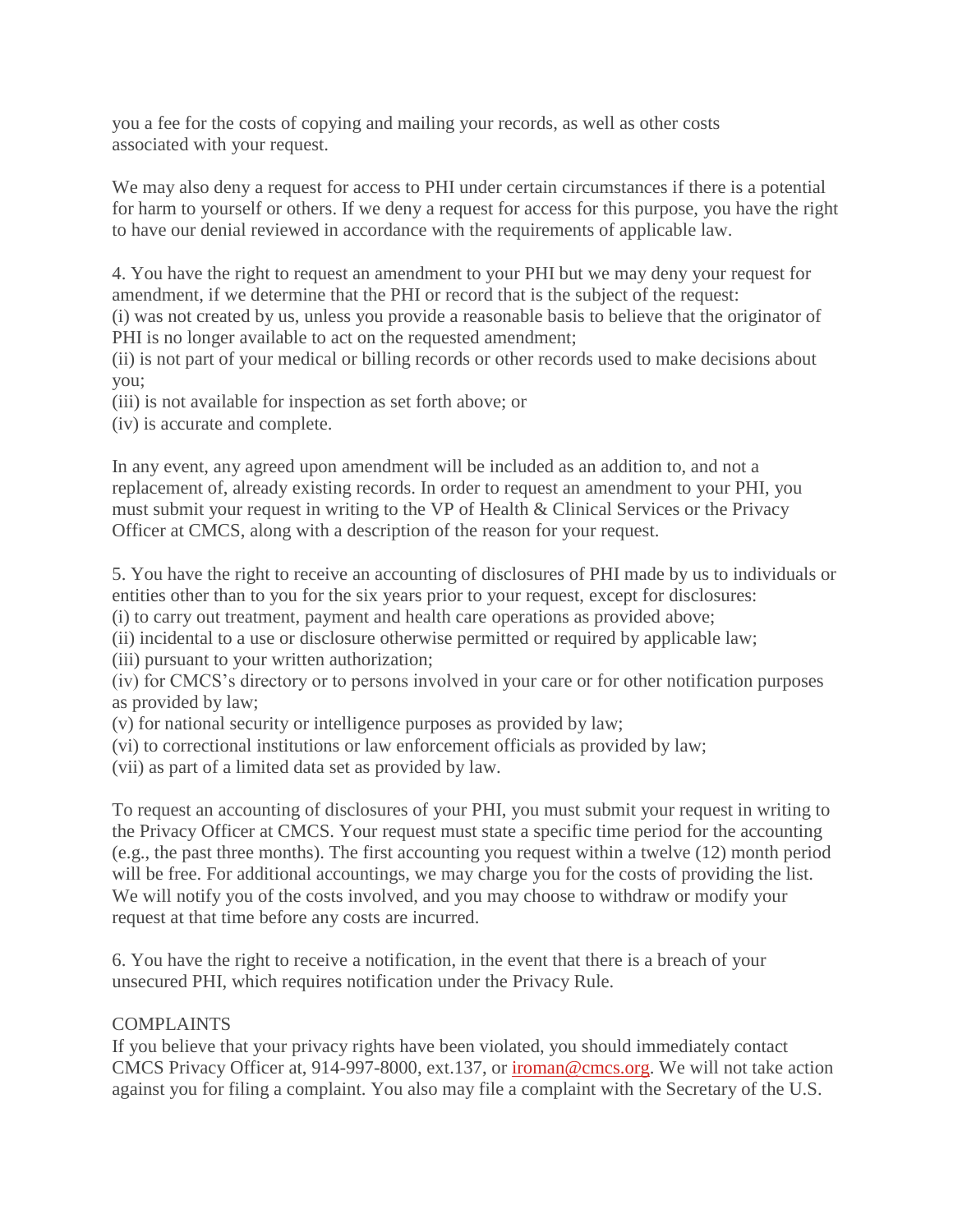you a fee for the costs of copying and mailing your records, as well as other costs associated with your request.

We may also deny a request for access to PHI under certain circumstances if there is a potential for harm to yourself or others. If we deny a request for access for this purpose, you have the right to have our denial reviewed in accordance with the requirements of applicable law.

4. You have the right to request an amendment to your PHI but we may deny your request for amendment, if we determine that the PHI or record that is the subject of the request:
(i) was not created by us, unless you provide a reasonable basis to believe that the originator of PHI is no longer available to act on the requested amendment;
(ii) is not part of your medical or billing records or other records used to make decisions about you;
(iii) is not available for inspection as set forth above; or
(iv) is accurate and complete.

In any event, any agreed upon amendment will be included as an addition to, and not a replacement of, already existing records. In order to request an amendment to your PHI, you must submit your request in writing to the VP of Health & Clinical Services or the Privacy Officer at CMCS, along with a description of the reason for your request.

5. You have the right to receive an accounting of disclosures of PHI made by us to individuals or entities other than to you for the six years prior to your request, except for disclosures:
(i) to carry out treatment, payment and health care operations as provided above;
(ii) incidental to a use or disclosure otherwise permitted or required by applicable law;
(iii) pursuant to your written authorization;
(iv) for CMCS's directory or to persons involved in your care or for other notification purposes as provided by law;
(v) for national security or intelligence purposes as provided by law;
(vi) to correctional institutions or law enforcement officials as provided by law;
(vii) as part of a limited data set as provided by law.

To request an accounting of disclosures of your PHI, you must submit your request in writing to the Privacy Officer at CMCS. Your request must state a specific time period for the accounting (e.g., the past three months). The first accounting you request within a twelve (12) month period will be free. For additional accountings, we may charge you for the costs of providing the list. We will notify you of the costs involved, and you may choose to withdraw or modify your request at that time before any costs are incurred.

6. You have the right to receive a notification, in the event that there is a breach of your unsecured PHI, which requires notification under the Privacy Rule.

COMPLAINTS

If you believe that your privacy rights have been violated, you should immediately contact CMCS Privacy Officer at, 914-997-8000, ext.137, or [iroman@cmcs.org](mailto:iroman@cmcs.org). We will not take action against you for filing a complaint. You also may file a complaint with the Secretary of the U.S.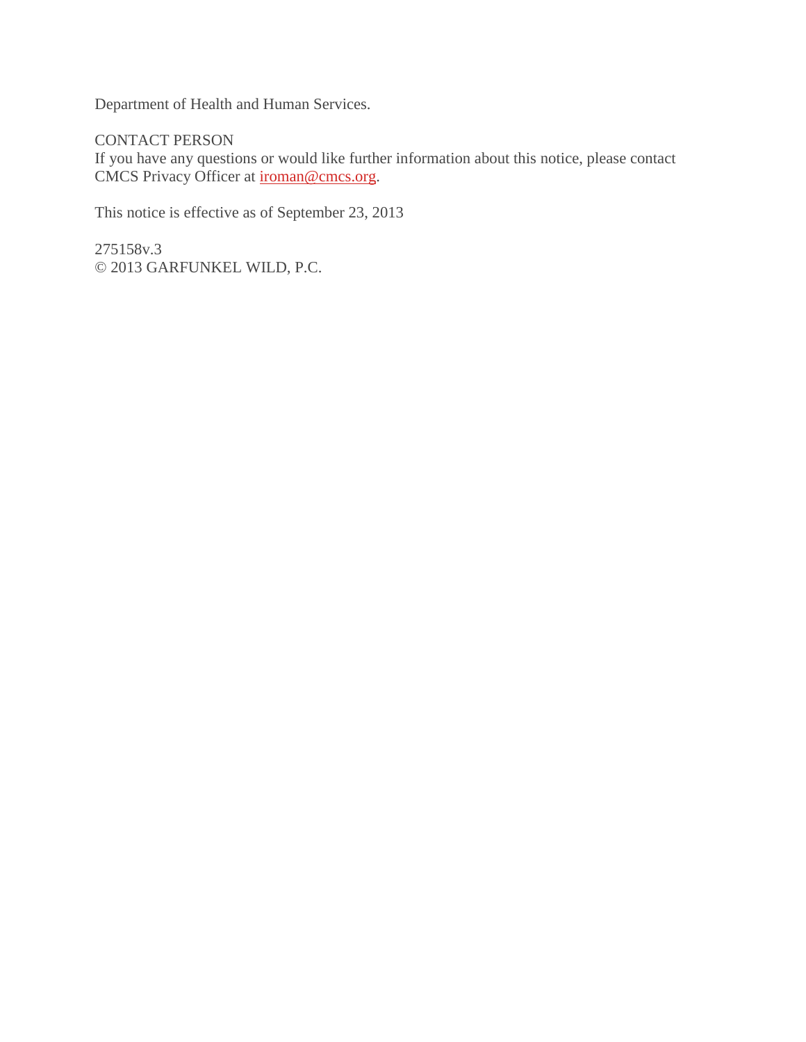Department of Health and Human Services.

CONTACT PERSON

If you have any questions or would like further information about this notice, please contact CMCS Privacy Officer at iroman@cmcs.org.

This notice is effective as of September 23, 2013

275158v.3

© 2013 GARFUNKEL WILD, P.C.